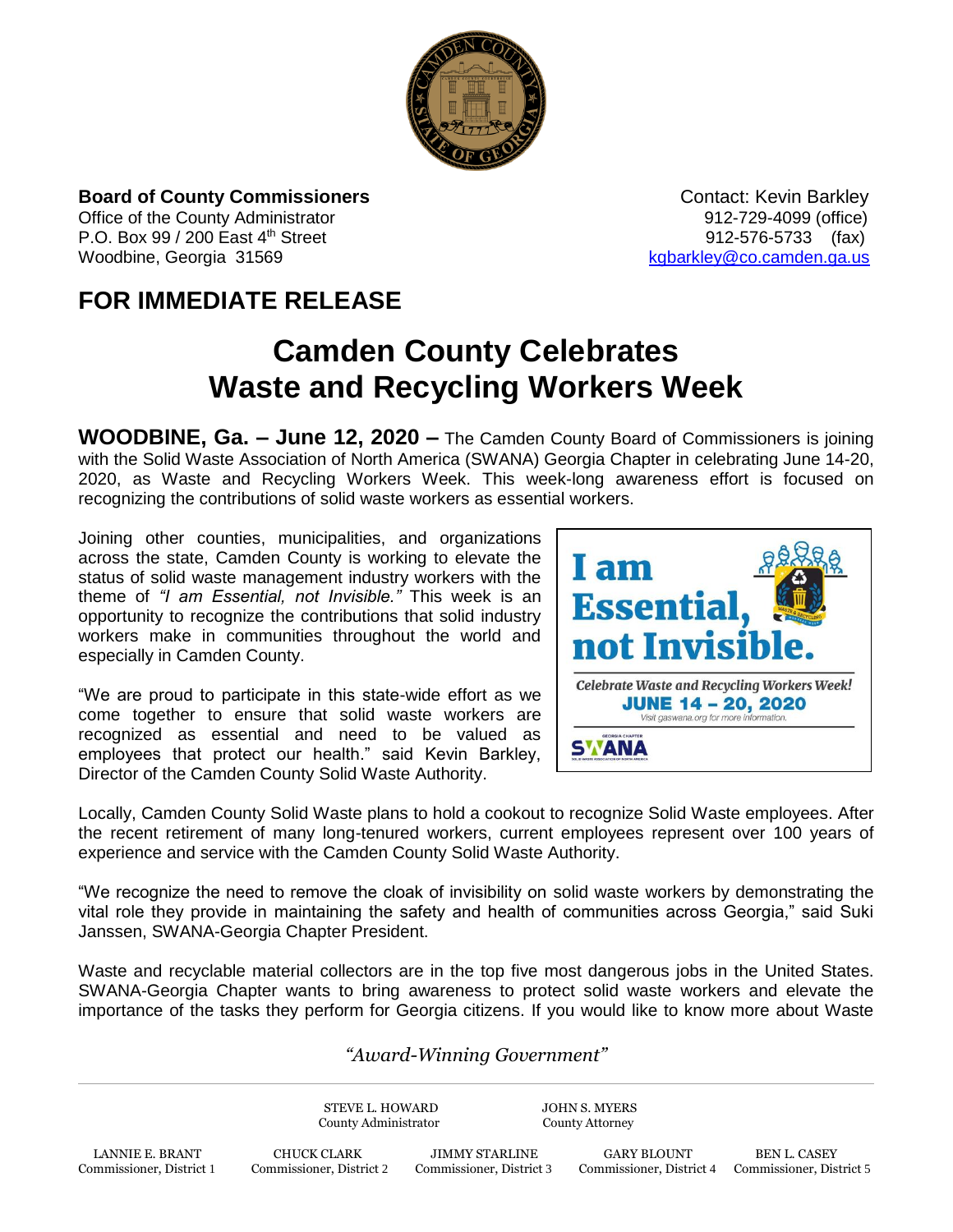**Board of County Commissioners**
Office of the County Administrator
P.O. Box 99 / 200 East 4th Street
Woodbine, Georgia 31569

Contact: Kevin Barkley
912-729-4099 (office)
912-576-5733 (fax)
kgbarkley@co.camden.ga.us

## FOR IMMEDIATE RELEASE

# Camden County Celebrates Waste and Recycling Workers Week

**WOODBINE, Ga. – June 12, 2020 –** The Camden County Board of Commissioners is joining with the Solid Waste Association of North America (SWANA) Georgia Chapter in celebrating June 14-20, 2020, as Waste and Recycling Workers Week. This week-long awareness effort is focused on recognizing the contributions of solid waste workers as essential workers.

Joining other counties, municipalities, and organizations across the state, Camden County is working to elevate the status of solid waste management industry workers with the theme of *"I am Essential, not Invisible."* This week is an opportunity to recognize the contributions that solid industry workers make in communities throughout the world and especially in Camden County.

"We are proud to participate in this state-wide effort as we come together to ensure that solid waste workers are recognized as essential and need to be valued as employees that protect our health." said Kevin Barkley, Director of the Camden County Solid Waste Authority.

Locally, Camden County Solid Waste plans to hold a cookout to recognize Solid Waste employees. After the recent retirement of many long-tenured workers, current employees represent over 100 years of experience and service with the Camden County Solid Waste Authority.

"We recognize the need to remove the cloak of invisibility on solid waste workers by demonstrating the vital role they provide in maintaining the safety and health of communities across Georgia," said Suki Janssen, SWANA-Georgia Chapter President.

Waste and recyclable material collectors are in the top five most dangerous jobs in the United States. SWANA-Georgia Chapter wants to bring awareness to protect solid waste workers and elevate the importance of the tasks they perform for Georgia citizens. If you would like to know more about Waste

*"Award-Winning Government"*

STEVE L. HOWARD, County Administrator
JOHN S. MYERS, County Attorney

LANNIE E. BRANT, Commissioner, District 1
CHUCK CLARK, Commissioner, District 2
JIMMY STARLINE, Commissioner, District 3
GARY BLOUNT, Commissioner, District 4
BEN L. CASEY, Commissioner, District 5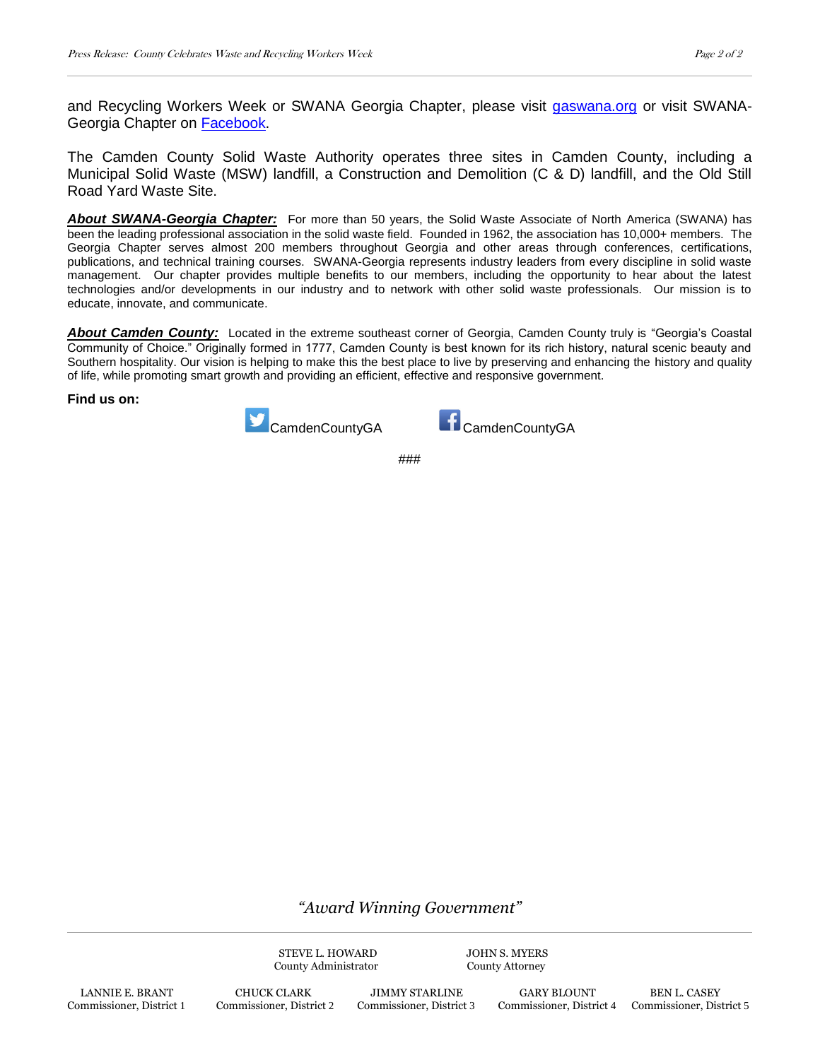and Recycling Workers Week or SWANA Georgia Chapter, please visit [gaswana.org](gaswana.org) or visit SWANA-Georgia Chapter on [Facebook](Facebook).

The Camden County Solid Waste Authority operates three sites in Camden County, including a Municipal Solid Waste (MSW) landfill, a Construction and Demolition (C & D) landfill, and the Old Still Road Yard Waste Site.

***About SWANA-Georgia Chapter:*** For more than 50 years, the Solid Waste Associate of North America (SWANA) has been the leading professional association in the solid waste field. Founded in 1962, the association has 10,000+ members. The Georgia Chapter serves almost 200 members throughout Georgia and other areas through conferences, certifications, publications, and technical training courses. SWANA-Georgia represents industry leaders from every discipline in solid waste management. Our chapter provides multiple benefits to our members, including the opportunity to hear about the latest technologies and/or developments in our industry and to network with other solid waste professionals. Our mission is to educate, innovate, and communicate.

***About Camden County:*** Located in the extreme southeast corner of Georgia, Camden County truly is "Georgia's Coastal Community of Choice." Originally formed in 1777, Camden County is best known for its rich history, natural scenic beauty and Southern hospitality. Our vision is helping to make this the best place to live by preserving and enhancing the history and quality of life, while promoting smart growth and providing an efficient, effective and responsive government.

**Find us on:**

CamdenCountyGA CamdenCountyGA

###

*"Award Winning Government"*

STEVE L. HOWARD
County Administrator

JOHN S. MYERS
County Attorney

LANNIE E. BRANT
Commissioner, District 1

CHUCK CLARK
Commissioner, District 2

JIMMY STARLINE
Commissioner, District 3

GARY BLOUNT
Commissioner, District 4

BEN L. CASEY
Commissioner, District 5